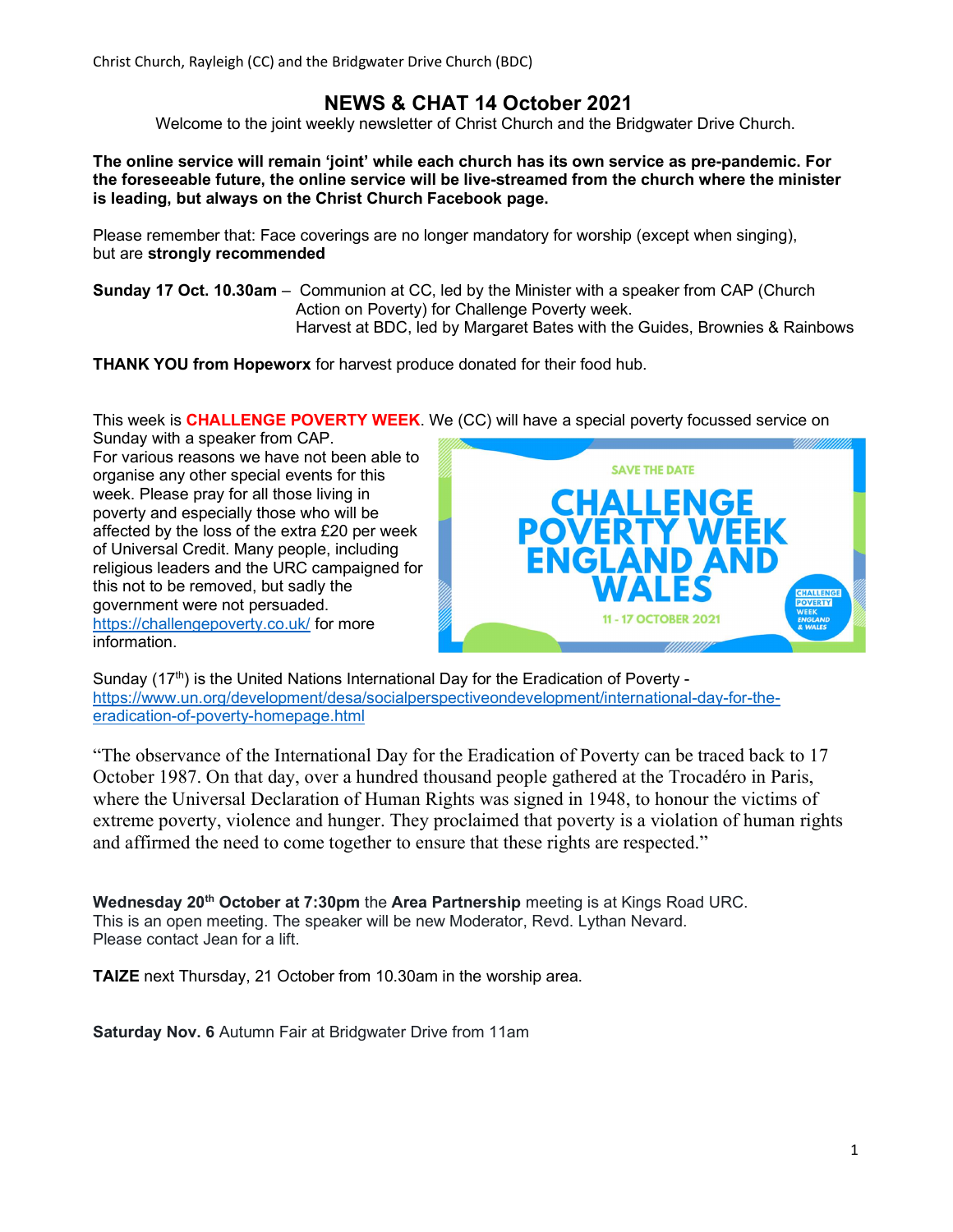Christ Church, Rayleigh (CC) and the Bridgwater Drive Church (BDC)

# NEWS & CHAT 14 October 2021

Welcome to the joint weekly newsletter of Christ Church and the Bridgwater Drive Church.

**The online service will remain 'joint' while each church has its own service as pre-pandemic. For the foreseeable future, the online service will be live-streamed from the church where the minister is leading, but always on the Christ Church Facebook page.**

Please remember that: Face coverings are no longer mandatory for worship (except when singing), but are **strongly recommended**

**Sunday 17 Oct. 10.30am** – Communion at CC, led by the Minister with a speaker from CAP (Church Action on Poverty) for Challenge Poverty week.
Harvest at BDC, led by Margaret Bates with the Guides, Brownies & Rainbows

**THANK YOU from Hopeworx** for harvest produce donated for their food hub.

This week is **CHALLENGE POVERTY WEEK**. We (CC) will have a special poverty focussed service on Sunday with a speaker from CAP.

For various reasons we have not been able to organise any other special events for this week. Please pray for all those living in poverty and especially those who will be affected by the loss of the extra £20 per week of Universal Credit. Many people, including religious leaders and the URC campaigned for this not to be removed, but sadly the government were not persuaded. https://challengepoverty.co.uk/ for more information.

SAVE THE DATE
CHALLENGE POVERTY WEEK ENGLAND AND WALES
11 - 17 OCTOBER 2021

Sunday (17th) is the United Nations International Day for the Eradication of Poverty - https://www.un.org/development/desa/socialperspectiveondevelopment/international-day-for-the-eradication-of-poverty-homepage.html

"The observance of the International Day for the Eradication of Poverty can be traced back to 17 October 1987. On that day, over a hundred thousand people gathered at the Trocadéro in Paris, where the Universal Declaration of Human Rights was signed in 1948, to honour the victims of extreme poverty, violence and hunger. They proclaimed that poverty is a violation of human rights and affirmed the need to come together to ensure that these rights are respected."

**Wednesday 20th October at 7:30pm** the **Area Partnership** meeting is at Kings Road URC.
This is an open meeting. The speaker will be new Moderator, Revd. Lythan Nevard.
Please contact Jean for a lift.

**TAIZE** next Thursday, 21 October from 10.30am in the worship area.

**Saturday Nov. 6** Autumn Fair at Bridgwater Drive from 11am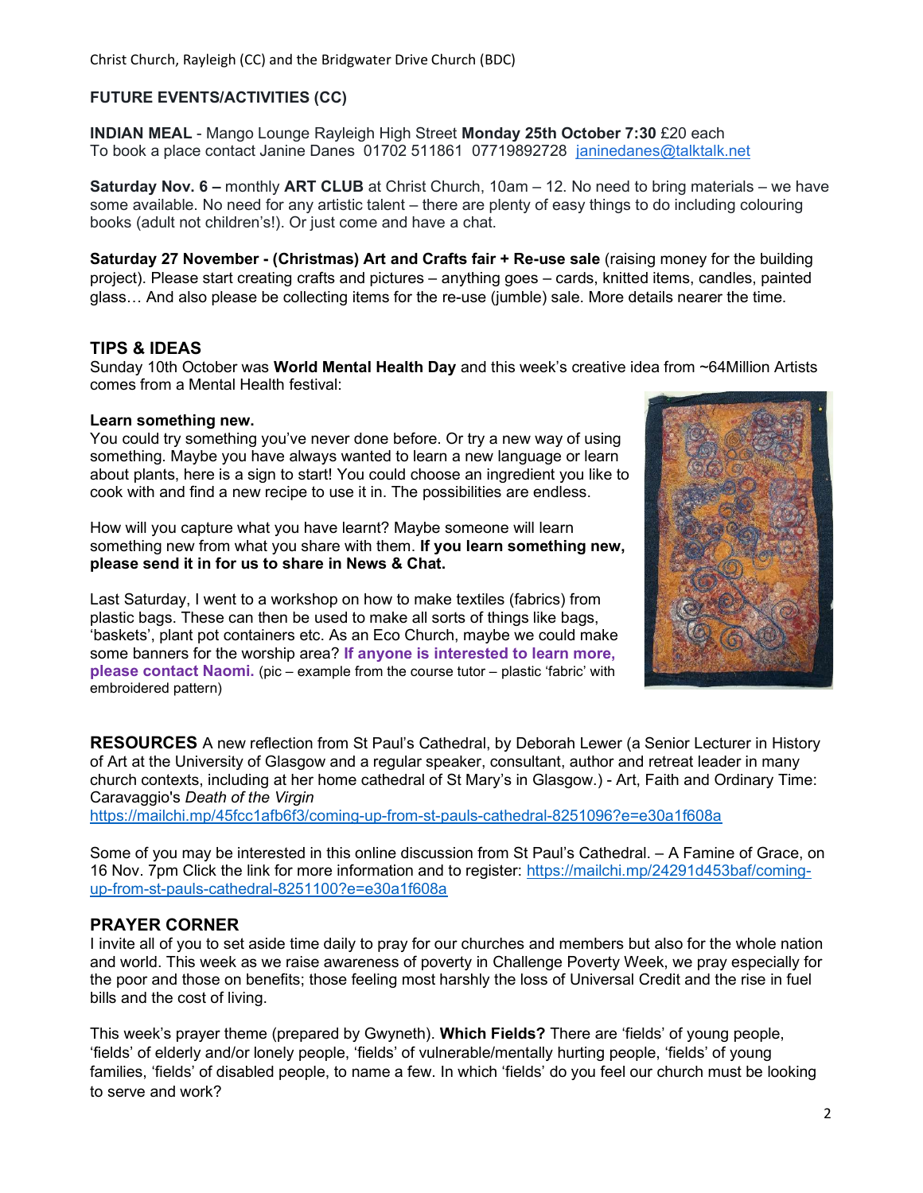## FUTURE EVENTS/ACTIVITIES (CC)

**INDIAN MEAL** - Mango Lounge Rayleigh High Street **Monday 25th October 7:30** £20 each
To book a place contact Janine Danes 01702 511861 07719892728 janinedanes@talktalk.net

**Saturday Nov. 6 –** monthly **ART CLUB** at Christ Church, 10am – 12. No need to bring materials – we have some available. No need for any artistic talent – there are plenty of easy things to do including colouring books (adult not children's!). Or just come and have a chat.

**Saturday 27 November - (Christmas) Art and Crafts fair + Re-use sale** (raising money for the building project). Please start creating crafts and pictures – anything goes – cards, knitted items, candles, painted glass… And also please be collecting items for the re-use (jumble) sale. More details nearer the time.

## TIPS & IDEAS

Sunday 10th October was **World Mental Health Day** and this week's creative idea from ~64Million Artists comes from a Mental Health festival:

**Learn something new.**
You could try something you've never done before. Or try a new way of using something. Maybe you have always wanted to learn a new language or learn about plants, here is a sign to start! You could choose an ingredient you like to cook with and find a new recipe to use it in. The possibilities are endless.

How will you capture what you have learnt? Maybe someone will learn something new from what you share with them. **If you learn something new, please send it in for us to share in News & Chat.**

Last Saturday, I went to a workshop on how to make textiles (fabrics) from plastic bags. These can then be used to make all sorts of things like bags, 'baskets', plant pot containers etc. As an Eco Church, maybe we could make some banners for the worship area? **If anyone is interested to learn more, please contact Naomi.** (pic – example from the course tutor – plastic 'fabric' with embroidered pattern)

**RESOURCES** A new reflection from St Paul's Cathedral, by Deborah Lewer (a Senior Lecturer in History of Art at the University of Glasgow and a regular speaker, consultant, author and retreat leader in many church contexts, including at her home cathedral of St Mary's in Glasgow.) - Art, Faith and Ordinary Time: Caravaggio's *Death of the Virgin*
https://mailchi.mp/45fcc1afb6f3/coming-up-from-st-pauls-cathedral-8251096?e=e30a1f608a

Some of you may be interested in this online discussion from St Paul's Cathedral. – A Famine of Grace, on 16 Nov. 7pm Click the link for more information and to register: https://mailchi.mp/24291d453baf/coming-up-from-st-pauls-cathedral-8251100?e=e30a1f608a

## PRAYER CORNER

I invite all of you to set aside time daily to pray for our churches and members but also for the whole nation and world. This week as we raise awareness of poverty in Challenge Poverty Week, we pray especially for the poor and those on benefits; those feeling most harshly the loss of Universal Credit and the rise in fuel bills and the cost of living.

This week's prayer theme (prepared by Gwyneth). **Which Fields?** There are 'fields' of young people, 'fields' of elderly and/or lonely people, 'fields' of vulnerable/mentally hurting people, 'fields' of young families, 'fields' of disabled people, to name a few. In which 'fields' do you feel our church must be looking to serve and work?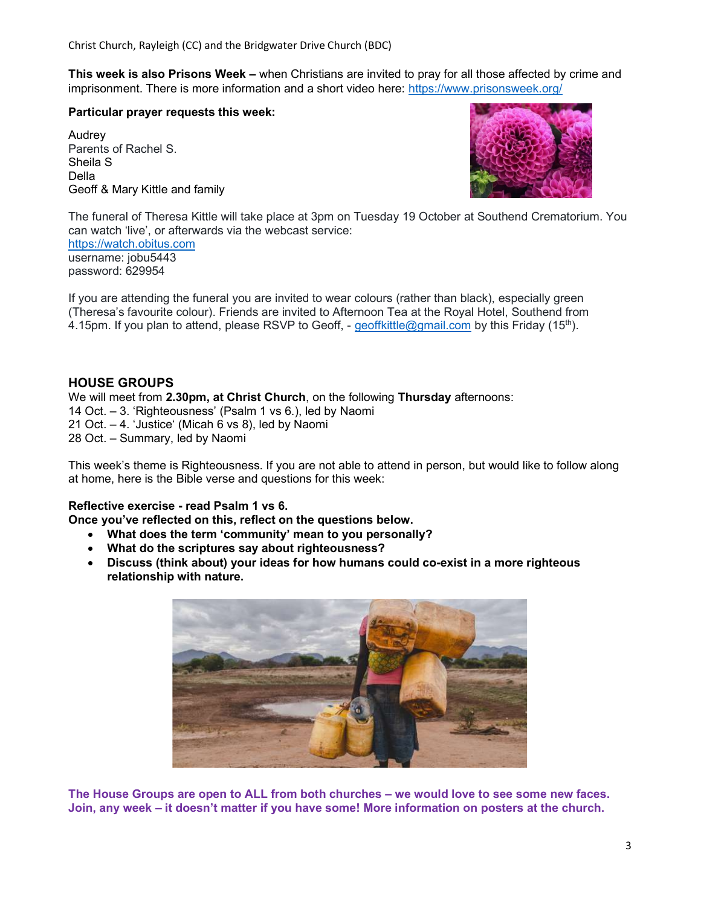**This week is also Prisons Week –** when Christians are invited to pray for all those affected by crime and imprisonment. There is more information and a short video here: https://www.prisonsweek.org/

**Particular prayer requests this week:**

Audrey
Parents of Rachel S.
Sheila S
Della
Geoff & Mary Kittle and family

The funeral of Theresa Kittle will take place at 3pm on Tuesday 19 October at Southend Crematorium. You can watch 'live', or afterwards via the webcast service:
https://watch.obitus.com
username: jobu5443
password: 629954

If you are attending the funeral you are invited to wear colours (rather than black), especially green (Theresa's favourite colour). Friends are invited to Afternoon Tea at the Royal Hotel, Southend from 4.15pm. If you plan to attend, please RSVP to Geoff, - geoffkittle@gmail.com by this Friday (15th).

## HOUSE GROUPS

We will meet from **2.30pm, at Christ Church**, on the following **Thursday** afternoons:
14 Oct. – 3. 'Righteousness' (Psalm 1 vs 6.), led by Naomi
21 Oct. – 4. 'Justice' (Micah 6 vs 8), led by Naomi
28 Oct. – Summary, led by Naomi

This week's theme is Righteousness. If you are not able to attend in person, but would like to follow along at home, here is the Bible verse and questions for this week:

**Reflective exercise - read Psalm 1 vs 6.**
**Once you've reflected on this, reflect on the questions below.**

- **What does the term 'community' mean to you personally?**
- **What do the scriptures say about righteousness?**
- **Discuss (think about) your ideas for how humans could co-exist in a more righteous relationship with nature.**

**The House Groups are open to ALL from both churches – we would love to see some new faces. Join, any week – it doesn't matter if you have some! More information on posters at the church.**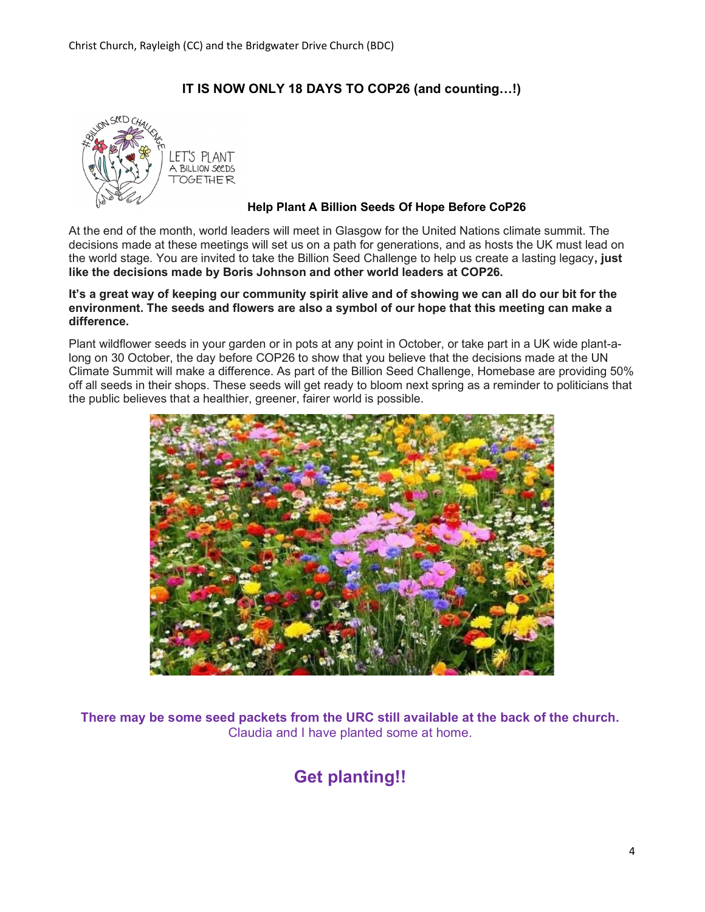## IT IS NOW ONLY 18 DAYS TO COP26 (and counting…!)

### Help Plant A Billion Seeds Of Hope Before CoP26

At the end of the month, world leaders will meet in Glasgow for the United Nations climate summit. The decisions made at these meetings will set us on a path for generations, and as hosts the UK must lead on the world stage. You are invited to take the Billion Seed Challenge to help us create a lasting legacy**, just like the decisions made by Boris Johnson and other world leaders at COP26.**

**It's a great way of keeping our community spirit alive and of showing we can all do our bit for the environment. The seeds and flowers are also a symbol of our hope that this meeting can make a difference.**

Plant wildflower seeds in your garden or in pots at any point in October, or take part in a UK wide plant-a-long on 30 October, the day before COP26 to show that you believe that the decisions made at the UN Climate Summit will make a difference. As part of the Billion Seed Challenge, Homebase are providing 50% off all seeds in their shops. These seeds will get ready to bloom next spring as a reminder to politicians that the public believes that a healthier, greener, fairer world is possible.

**There may be some seed packets from the URC still available at the back of the church.**
Claudia and I have planted some at home.

## Get planting!!